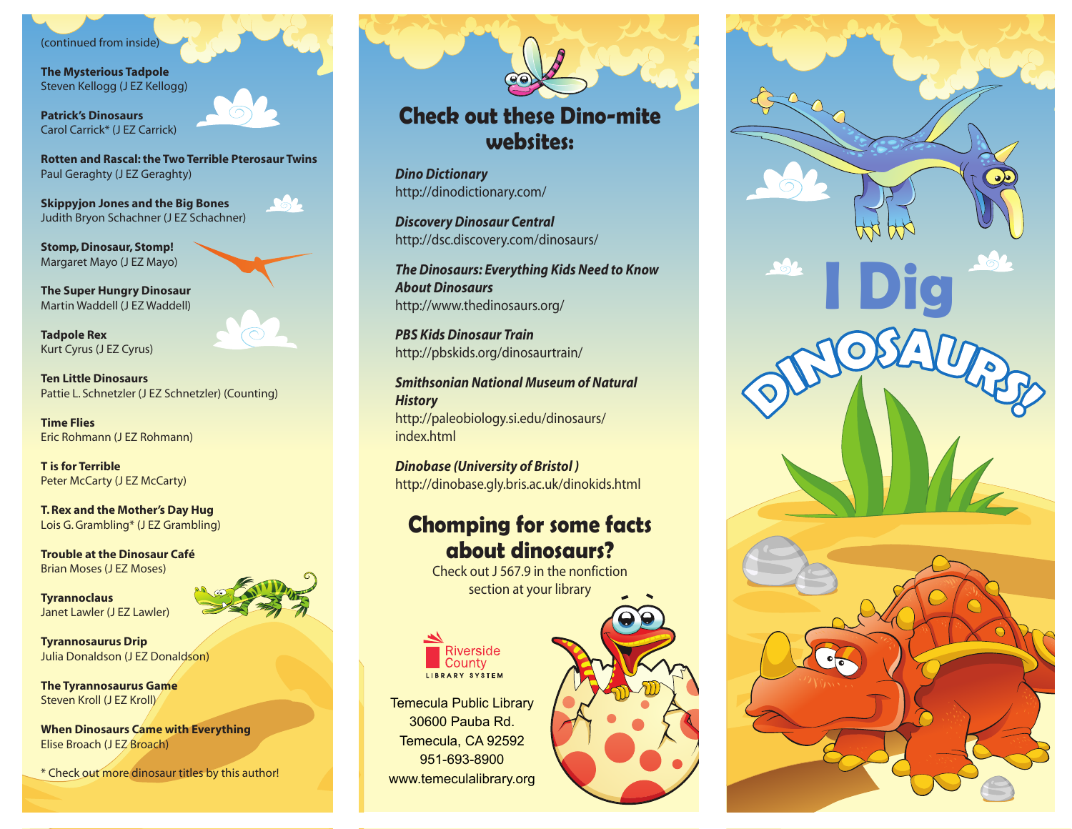(continued from inside)

**The Mysterious Tadpole**
Steven Kellogg (J EZ Kellogg)

**Patrick's Dinosaurs**
Carol Carrick* (J EZ Carrick)

**Rotten and Rascal: the Two Terrible Pterosaur Twins**
Paul Geraghty (J EZ Geraghty)

**Skippyjon Jones and the Big Bones**
Judith Bryon Schachner (J EZ Schachner)

**Stomp, Dinosaur, Stomp!**
Margaret Mayo (J EZ Mayo)

**The Super Hungry Dinosaur**
Martin Waddell (J EZ Waddell)

**Tadpole Rex**
Kurt Cyrus (J EZ Cyrus)

**Ten Little Dinosaurs**
Pattie L. Schnetzler (J EZ Schnetzler) (Counting)

**Time Flies**
Eric Rohmann (J EZ Rohmann)

**T is for Terrible**
Peter McCarty (J EZ McCarty)

**T. Rex and the Mother's Day Hug**
Lois G. Grambling* (J EZ Grambling)

**Trouble at the Dinosaur Café**
Brian Moses (J EZ Moses)

**Tyrannoclaus**
Janet Lawler (J EZ Lawler)

**Tyrannosaurus Drip**
Julia Donaldson (J EZ Donaldson)

**The Tyrannosaurus Game**
Steven Kroll (J EZ Kroll)

**When Dinosaurs Came with Everything**
Elise Broach (J EZ Broach)

* Check out more dinosaur titles by this author!

## Check out these Dino-mite websites:

***Dino Dictionary***
http://dinodictionary.com/

***Discovery Dinosaur Central***
http://dsc.discovery.com/dinosaurs/

***The Dinosaurs: Everything Kids Need to Know About Dinosaurs***
http://www.thedinosaurs.org/

***PBS Kids Dinosaur Train***
http://pbskids.org/dinosaurtrain/

***Smithsonian National Museum of Natural History***
http://paleobiology.si.edu/dinosaurs/index.html

***Dinobase (University of Bristol )***
http://dinobase.gly.bris.ac.uk/dinokids.html

## Chomping for some facts about dinosaurs?

Check out J 567.9 in the nonfiction section at your library

Riverside County
LIBRARY SYSTEM

Temecula Public Library
30600 Pauba Rd.
Temecula, CA 92592
951-693-8900
www.temeculalibrary.org

# I Dig DINOSAURS!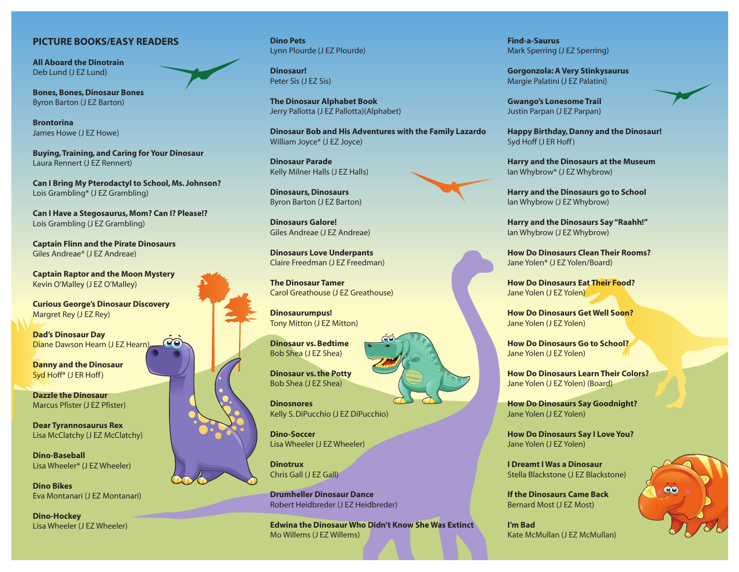## PICTURE BOOKS/EASY READERS

**All Aboard the Dinotrain**
Deb Lund (J EZ Lund)

**Bones, Bones, Dinosaur Bones**
Byron Barton (J EZ Barton)

**Brontorina**
James Howe (J EZ Howe)

**Buying, Training, and Caring for Your Dinosaur**
Laura Rennert (J EZ Rennert)

**Can I Bring My Pterodactyl to School, Ms. Johnson?**
Lois Grambling* (J EZ Grambling)

**Can I Have a Stegosaurus, Mom? Can I? Please!?**
Lois Grambling (J EZ Grambling)

**Captain Flinn and the Pirate Dinosaurs**
Giles Andreae* (J EZ Andreae)

**Captain Raptor and the Moon Mystery**
Kevin O'Malley (J EZ O'Malley)

**Curious George's Dinosaur Discovery**
Margret Rey (J EZ Rey)

**Dad's Dinosaur Day**
Diane Dawson Hearn (J EZ Hearn)

**Danny and the Dinosaur**
Syd Hoff* (J ER Hoff)

**Dazzle the Dinosaur**
Marcus Pfister (J EZ Pfister)

**Dear Tyrannosaurus Rex**
Lisa McClatchy (J EZ McClatchy)

**Dino-Baseball**
Lisa Wheeler* (J EZ Wheeler)

**Dino Bikes**
Eva Montanari (J EZ Montanari)

**Dino-Hockey**
Lisa Wheeler (J EZ Wheeler)

**Dino Pets**
Lynn Plourde (J EZ Plourde)

**Dinosaur!**
Peter Sis (J EZ Sis)

**The Dinosaur Alphabet Book**
Jerry Pallotta (J EZ Pallotta)(Alphabet)

**Dinosaur Bob and His Adventures with the Family Lazardo**
William Joyce* (J EZ Joyce)

**Dinosaur Parade**
Kelly Milner Halls (J EZ Halls)

**Dinosaurs, Dinosaurs**
Byron Barton (J EZ Barton)

**Dinosaurs Galore!**
Giles Andreae (J EZ Andreae)

**Dinosaurs Love Underpants**
Claire Freedman (J EZ Freedman)

**The Dinosaur Tamer**
Carol Greathouse (J EZ Greathouse)

**Dinosaurumpus!**
Tony Mitton (J EZ Mitton)

**Dinosaur vs. Bedtime**
Bob Shea (J EZ Shea)

**Dinosaur vs. the Potty**
Bob Shea (J EZ Shea)

**Dinosnores**
Kelly S. DiPucchio (J EZ DiPucchio)

**Dino-Soccer**
Lisa Wheeler (J EZ Wheeler)

**Dinotrux**
Chris Gall (J EZ Gall)

**Drumheller Dinosaur Dance**
Robert Heidbreder (J EZ Heidbreder)

**Edwina the Dinosaur Who Didn't Know She Was Extinct**
Mo Willems (J EZ Willems)

**Find-a-Saurus**
Mark Sperring (J EZ Sperring)

**Gorgonzola: A Very Stinkysaurus**
Margie Palatini (J EZ Palatini)

**Gwango's Lonesome Trail**
Justin Parpan (J EZ Parpan)

**Happy Birthday, Danny and the Dinosaur!**
Syd Hoff (J ER Hoff)

**Harry and the Dinosaurs at the Museum**
Ian Whybrow* (J EZ Whybrow)

**Harry and the Dinosaurs go to School**
Ian Whybrow (J EZ Whybrow)

**Harry and the Dinosaurs Say "Raahh!"**
Ian Whybrow (J EZ Whybrow)

**How Do Dinosaurs Clean Their Rooms?**
Jane Yolen* (J EZ Yolen/Board)

**How Do Dinosaurs Eat Their Food?**
Jane Yolen (J EZ Yolen)

**How Do Dinosaurs Get Well Soon?**
Jane Yolen (J EZ Yolen)

**How Do Dinosaurs Go to School?**
Jane Yolen (J EZ Yolen)

**How Do Dinosaurs Learn Their Colors?**
Jane Yolen (J EZ Yolen) (Board)

**How Do Dinosaurs Say Goodnight?**
Jane Yolen (J EZ Yolen)

**How Do Dinosaurs Say I Love You?**
Jane Yolen (J EZ Yolen)

**I Dreamt I Was a Dinosaur**
Stella Blackstone (J EZ Blackstone)

**If the Dinosaurs Came Back**
Bernard Most (J EZ Most)

**I'm Bad**
Kate McMullan (J EZ McMullan)